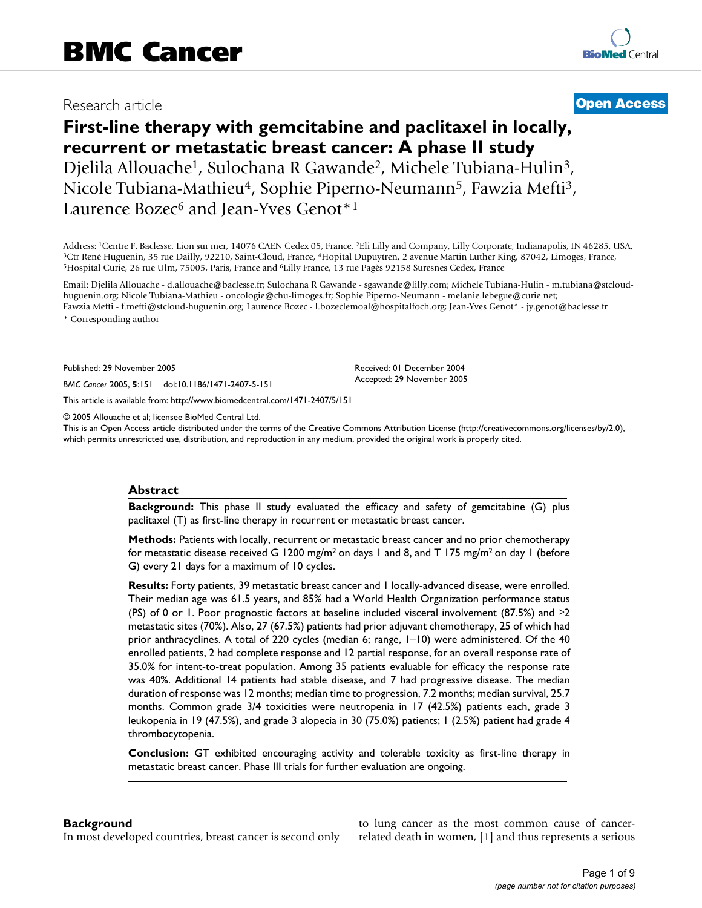Research article

**Open Access**

# First-line therapy with gemcitabine and paclitaxel in locally, recurrent or metastatic breast cancer: A phase II study

Djelila Allouache[1], Sulochana R Gawande[2], Michele Tubiana-Hulin[3], Nicole Tubiana-Mathieu[4], Sophie Piperno-Neumann[5], Fawzia Mefti[3], Laurence Bozec[6] and Jean-Yves Genot*[1]

Address: [1]Centre F. Baclesse, Lion sur mer, 14076 CAEN Cedex 05, France, [2]Eli Lilly and Company, Lilly Corporate, Indianapolis, IN 46285, USA, [3]Ctr René Huguenin, 35 rue Dailly, 92210, Saint-Cloud, France, [4]Hopital Dupuytren, 2 avenue Martin Luther King, 87042, Limoges, France, [5]Hospital Curie, 26 rue Ulm, 75005, Paris, France and [6]Lilly France, 13 rue Pagès 92158 Suresnes Cedex, France

Email: Djelila Allouache - d.allouache@baclesse.fr; Sulochana R Gawande - sgawande@lilly.com; Michele Tubiana-Hulin - m.tubiana@stcloud-huguenin.org; Nicole Tubiana-Mathieu - oncologie@chu-limoges.fr; Sophie Piperno-Neumann - melanie.lebegue@curie.net; Fawzia Mefti - f.mefti@stcloud-huguenin.org; Laurence Bozec - l.bozeclemoal@hospitalfoch.org; Jean-Yves Genot* - jy.genot@baclesse.fr

\* Corresponding author

Published: 29 November 2005

*BMC Cancer* 2005, **5**:151 doi:10.1186/1471-2407-5-151

Received: 01 December 2004
Accepted: 29 November 2005

This article is available from: http://www.biomedcentral.com/1471-2407/5/151

© 2005 Allouache et al; licensee BioMed Central Ltd.
This is an Open Access article distributed under the terms of the Creative Commons Attribution License (http://creativecommons.org/licenses/by/2.0), which permits unrestricted use, distribution, and reproduction in any medium, provided the original work is properly cited.

## Abstract

**Background:** This phase II study evaluated the efficacy and safety of gemcitabine (G) plus paclitaxel (T) as first-line therapy in recurrent or metastatic breast cancer.

**Methods:** Patients with locally, recurrent or metastatic breast cancer and no prior chemotherapy for metastatic disease received G 1200 mg/m$^2$ on days 1 and 8, and T 175 mg/m$^2$ on day 1 (before G) every 21 days for a maximum of 10 cycles.

**Results:** Forty patients, 39 metastatic breast cancer and 1 locally-advanced disease, were enrolled. Their median age was 61.5 years, and 85% had a World Health Organization performance status (PS) of 0 or 1. Poor prognostic factors at baseline included visceral involvement (87.5%) and ≥2 metastatic sites (70%). Also, 27 (67.5%) patients had prior adjuvant chemotherapy, 25 of which had prior anthracyclines. A total of 220 cycles (median 6; range, 1–10) were administered. Of the 40 enrolled patients, 2 had complete response and 12 partial response, for an overall response rate of 35.0% for intent-to-treat population. Among 35 patients evaluable for efficacy the response rate was 40%. Additional 14 patients had stable disease, and 7 had progressive disease. The median duration of response was 12 months; median time to progression, 7.2 months; median survival, 25.7 months. Common grade 3/4 toxicities were neutropenia in 17 (42.5%) patients each, grade 3 leukopenia in 19 (47.5%), and grade 3 alopecia in 30 (75.0%) patients; 1 (2.5%) patient had grade 4 thrombocytopenia.

**Conclusion:** GT exhibited encouraging activity and tolerable toxicity as first-line therapy in metastatic breast cancer. Phase III trials for further evaluation are ongoing.

## Background

In most developed countries, breast cancer is second only to lung cancer as the most common cause of cancer-related death in women, [1] and thus represents a serious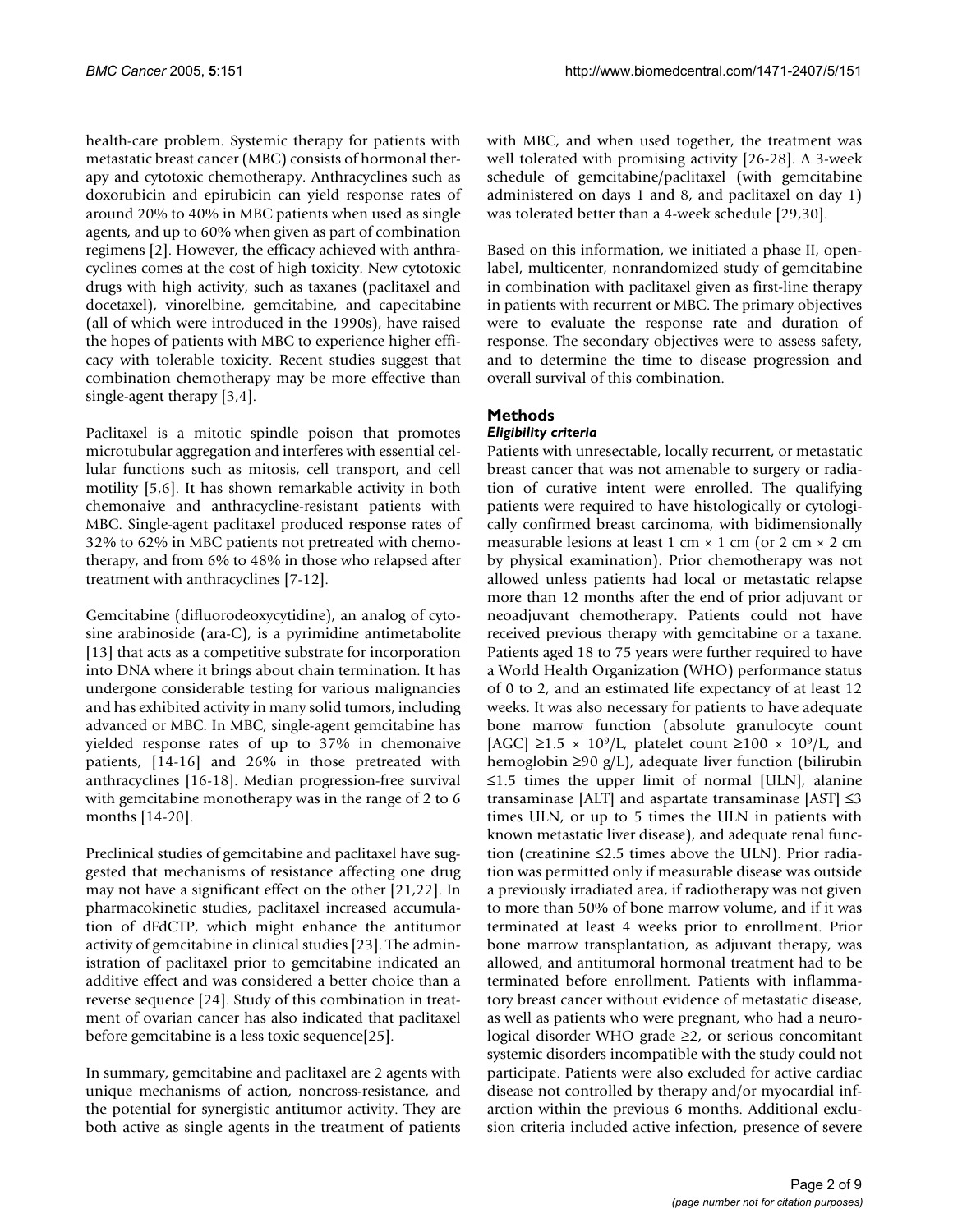health-care problem. Systemic therapy for patients with metastatic breast cancer (MBC) consists of hormonal therapy and cytotoxic chemotherapy. Anthracyclines such as doxorubicin and epirubicin can yield response rates of around 20% to 40% in MBC patients when used as single agents, and up to 60% when given as part of combination regimens [2]. However, the efficacy achieved with anthracyclines comes at the cost of high toxicity. New cytotoxic drugs with high activity, such as taxanes (paclitaxel and docetaxel), vinorelbine, gemcitabine, and capecitabine (all of which were introduced in the 1990s), have raised the hopes of patients with MBC to experience higher efficacy with tolerable toxicity. Recent studies suggest that combination chemotherapy may be more effective than single-agent therapy [3,4].

Paclitaxel is a mitotic spindle poison that promotes microtubular aggregation and interferes with essential cellular functions such as mitosis, cell transport, and cell motility [5,6]. It has shown remarkable activity in both chemonaive and anthracycline-resistant patients with MBC. Single-agent paclitaxel produced response rates of 32% to 62% in MBC patients not pretreated with chemotherapy, and from 6% to 48% in those who relapsed after treatment with anthracyclines [7-12].

Gemcitabine (difluorodeoxycytidine), an analog of cytosine arabinoside (ara-C), is a pyrimidine antimetabolite [13] that acts as a competitive substrate for incorporation into DNA where it brings about chain termination. It has undergone considerable testing for various malignancies and has exhibited activity in many solid tumors, including advanced or MBC. In MBC, single-agent gemcitabine has yielded response rates of up to 37% in chemonaive patients, [14-16] and 26% in those pretreated with anthracyclines [16-18]. Median progression-free survival with gemcitabine monotherapy was in the range of 2 to 6 months [14-20].

Preclinical studies of gemcitabine and paclitaxel have suggested that mechanisms of resistance affecting one drug may not have a significant effect on the other [21,22]. In pharmacokinetic studies, paclitaxel increased accumulation of dFdCTP, which might enhance the antitumor activity of gemcitabine in clinical studies [23]. The administration of paclitaxel prior to gemcitabine indicated an additive effect and was considered a better choice than a reverse sequence [24]. Study of this combination in treatment of ovarian cancer has also indicated that paclitaxel before gemcitabine is a less toxic sequence[25].

In summary, gemcitabine and paclitaxel are 2 agents with unique mechanisms of action, noncross-resistance, and the potential for synergistic antitumor activity. They are both active as single agents in the treatment of patients with MBC, and when used together, the treatment was well tolerated with promising activity [26-28]. A 3-week schedule of gemcitabine/paclitaxel (with gemcitabine administered on days 1 and 8, and paclitaxel on day 1) was tolerated better than a 4-week schedule [29,30].

Based on this information, we initiated a phase II, open-label, multicenter, nonrandomized study of gemcitabine in combination with paclitaxel given as first-line therapy in patients with recurrent or MBC. The primary objectives were to evaluate the response rate and duration of response. The secondary objectives were to assess safety, and to determine the time to disease progression and overall survival of this combination.

## Methods

### *Eligibility criteria*

Patients with unresectable, locally recurrent, or metastatic breast cancer that was not amenable to surgery or radiation of curative intent were enrolled. The qualifying patients were required to have histologically or cytologically confirmed breast carcinoma, with bidimensionally measurable lesions at least 1 cm × 1 cm (or 2 cm × 2 cm by physical examination). Prior chemotherapy was not allowed unless patients had local or metastatic relapse more than 12 months after the end of prior adjuvant or neoadjuvant chemotherapy. Patients could not have received previous therapy with gemcitabine or a taxane. Patients aged 18 to 75 years were further required to have a World Health Organization (WHO) performance status of 0 to 2, and an estimated life expectancy of at least 12 weeks. It was also necessary for patients to have adequate bone marrow function (absolute granulocyte count [AGC] $\geq 1.5 \times 10^9$/L, platelet count $\geq 100 \times 10^9$/L, and hemoglobin ≥90 g/L), adequate liver function (bilirubin ≤1.5 times the upper limit of normal [ULN], alanine transaminase [ALT] and aspartate transaminase [AST] ≤3 times ULN, or up to 5 times the ULN in patients with known metastatic liver disease), and adequate renal function (creatinine ≤2.5 times above the ULN). Prior radiation was permitted only if measurable disease was outside a previously irradiated area, if radiotherapy was not given to more than 50% of bone marrow volume, and if it was terminated at least 4 weeks prior to enrollment. Prior bone marrow transplantation, as adjuvant therapy, was allowed, and antitumoral hormonal treatment had to be terminated before enrollment. Patients with inflammatory breast cancer without evidence of metastatic disease, as well as patients who were pregnant, who had a neurological disorder WHO grade ≥2, or serious concomitant systemic disorders incompatible with the study could not participate. Patients were also excluded for active cardiac disease not controlled by therapy and/or myocardial infarction within the previous 6 months. Additional exclusion criteria included active infection, presence of severe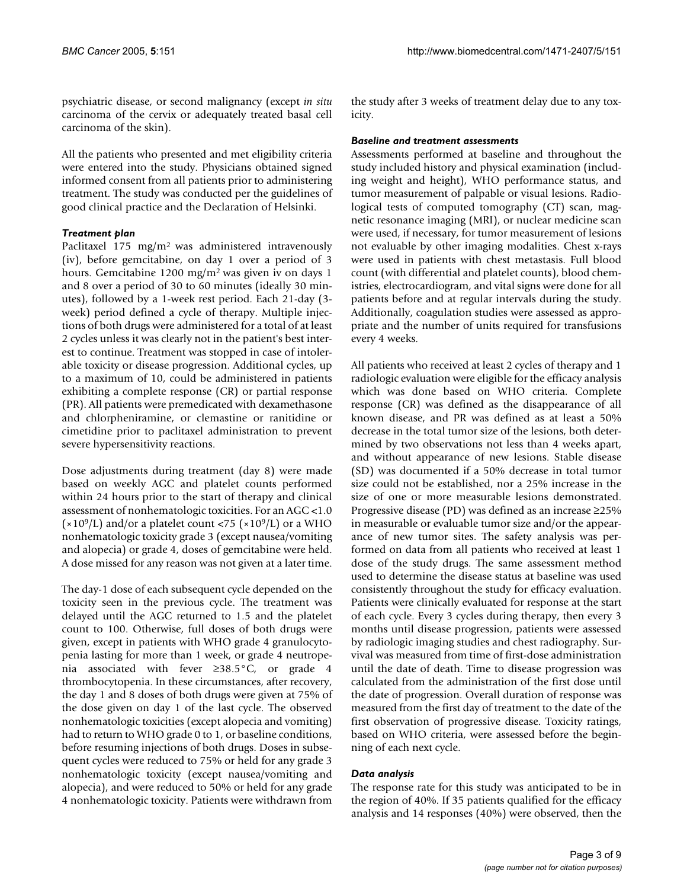psychiatric disease, or second malignancy (except *in situ* carcinoma of the cervix or adequately treated basal cell carcinoma of the skin).

All the patients who presented and met eligibility criteria were entered into the study. Physicians obtained signed informed consent from all patients prior to administering treatment. The study was conducted per the guidelines of good clinical practice and the Declaration of Helsinki.

### *Treatment plan*

Paclitaxel 175 mg/m$^2$ was administered intravenously (iv), before gemcitabine, on day 1 over a period of 3 hours. Gemcitabine 1200 mg/m$^2$ was given iv on days 1 and 8 over a period of 30 to 60 minutes (ideally 30 minutes), followed by a 1-week rest period. Each 21-day (3-week) period defined a cycle of therapy. Multiple injections of both drugs were administered for a total of at least 2 cycles unless it was clearly not in the patient's best interest to continue. Treatment was stopped in case of intolerable toxicity or disease progression. Additional cycles, up to a maximum of 10, could be administered in patients exhibiting a complete response (CR) or partial response (PR). All patients were premedicated with dexamethasone and chlorpheniramine, or clemastine or ranitidine or cimetidine prior to paclitaxel administration to prevent severe hypersensitivity reactions.

Dose adjustments during treatment (day 8) were made based on weekly AGC and platelet counts performed within 24 hours prior to the start of therapy and clinical assessment of nonhematologic toxicities. For an AGC <1.0 ($\times 10^9$/L) and/or a platelet count <75 ($\times 10^9$/L) or a WHO nonhematologic toxicity grade 3 (except nausea/vomiting and alopecia) or grade 4, doses of gemcitabine were held. A dose missed for any reason was not given at a later time.

The day-1 dose of each subsequent cycle depended on the toxicity seen in the previous cycle. The treatment was delayed until the AGC returned to 1.5 and the platelet count to 100. Otherwise, full doses of both drugs were given, except in patients with WHO grade 4 granulocytopenia lasting for more than 1 week, or grade 4 neutropenia associated with fever ≥38.5°C, or grade 4 thrombocytopenia. In these circumstances, after recovery, the day 1 and 8 doses of both drugs were given at 75% of the dose given on day 1 of the last cycle. The observed nonhematologic toxicities (except alopecia and vomiting) had to return to WHO grade 0 to 1, or baseline conditions, before resuming injections of both drugs. Doses in subsequent cycles were reduced to 75% or held for any grade 3 nonhematologic toxicity (except nausea/vomiting and alopecia), and were reduced to 50% or held for any grade 4 nonhematologic toxicity. Patients were withdrawn from the study after 3 weeks of treatment delay due to any toxicity.

### *Baseline and treatment assessments*

Assessments performed at baseline and throughout the study included history and physical examination (including weight and height), WHO performance status, and tumor measurement of palpable or visual lesions. Radiological tests of computed tomography (CT) scan, magnetic resonance imaging (MRI), or nuclear medicine scan were used, if necessary, for tumor measurement of lesions not evaluable by other imaging modalities. Chest x-rays were used in patients with chest metastasis. Full blood count (with differential and platelet counts), blood chemistries, electrocardiogram, and vital signs were done for all patients before and at regular intervals during the study. Additionally, coagulation studies were assessed as appropriate and the number of units required for transfusions every 4 weeks.

All patients who received at least 2 cycles of therapy and 1 radiologic evaluation were eligible for the efficacy analysis which was done based on WHO criteria. Complete response (CR) was defined as the disappearance of all known disease, and PR was defined as at least a 50% decrease in the total tumor size of the lesions, both determined by two observations not less than 4 weeks apart, and without appearance of new lesions. Stable disease (SD) was documented if a 50% decrease in total tumor size could not be established, nor a 25% increase in the size of one or more measurable lesions demonstrated. Progressive disease (PD) was defined as an increase ≥25% in measurable or evaluable tumor size and/or the appearance of new tumor sites. The safety analysis was performed on data from all patients who received at least 1 dose of the study drugs. The same assessment method used to determine the disease status at baseline was used consistently throughout the study for efficacy evaluation. Patients were clinically evaluated for response at the start of each cycle. Every 3 cycles during therapy, then every 3 months until disease progression, patients were assessed by radiologic imaging studies and chest radiography. Survival was measured from time of first-dose administration until the date of death. Time to disease progression was calculated from the administration of the first dose until the date of progression. Overall duration of response was measured from the first day of treatment to the date of the first observation of progressive disease. Toxicity ratings, based on WHO criteria, were assessed before the beginning of each next cycle.

### *Data analysis*

The response rate for this study was anticipated to be in the region of 40%. If 35 patients qualified for the efficacy analysis and 14 responses (40%) were observed, then the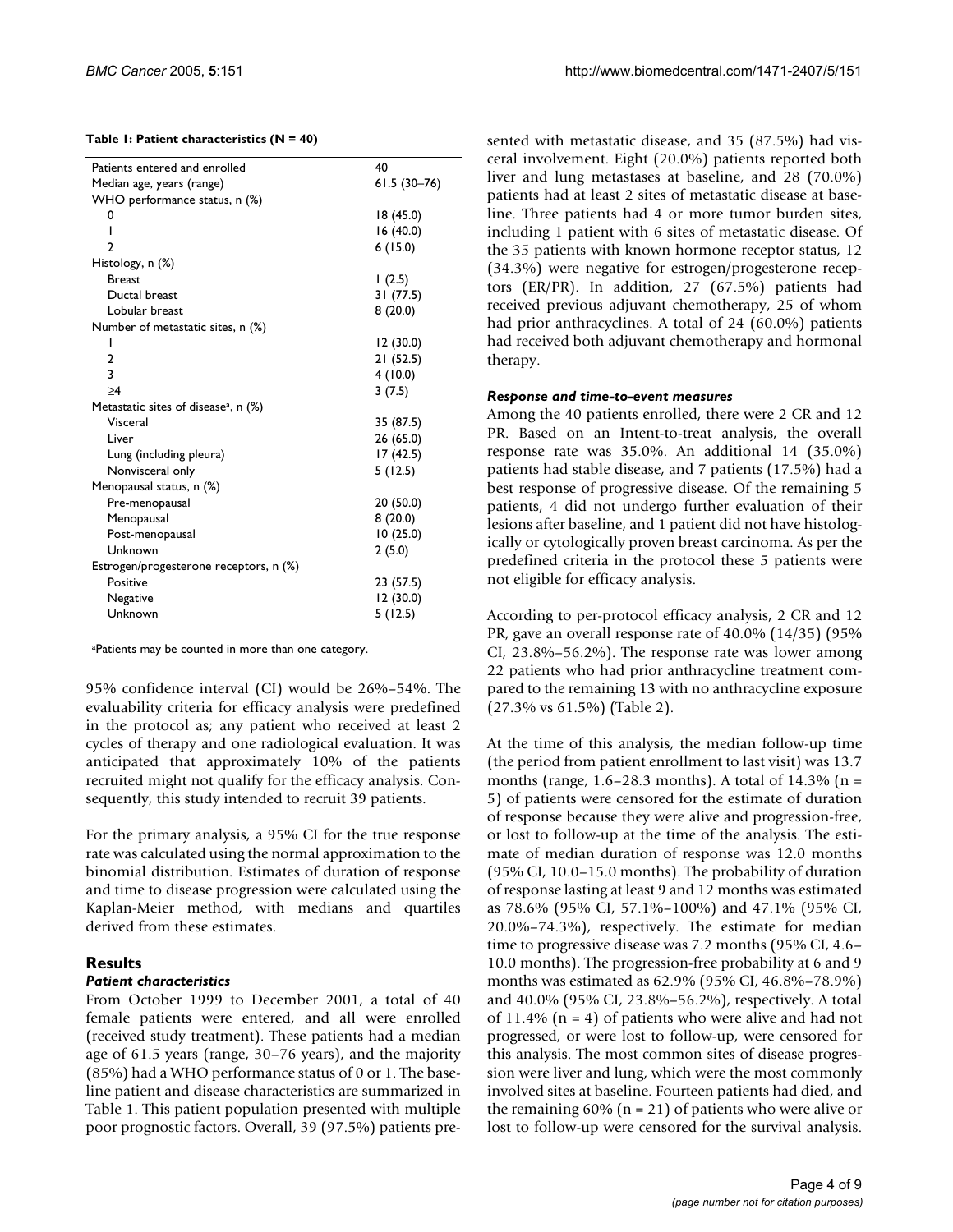**Table 1: Patient characteristics (N = 40)**

| | |
|---|---|
| Patients entered and enrolled | 40 |
| Median age, years (range) | 61.5 (30–76) |
| WHO performance status, n (%) | |
| 0 | 18 (45.0) |
| 1 | 16 (40.0) |
| 2 | 6 (15.0) |
| Histology, n (%) | |
| Breast | 1 (2.5) |
| Ductal breast | 31 (77.5) |
| Lobular breast | 8 (20.0) |
| Number of metastatic sites, n (%) | |
| 1 | 12 (30.0) |
| 2 | 21 (52.5) |
| 3 | 4 (10.0) |
| ≥4 | 3 (7.5) |
| Metastatic sites of disease[a], n (%) | |
| Visceral | 35 (87.5) |
| Liver | 26 (65.0) |
| Lung (including pleura) | 17 (42.5) |
| Nonvisceral only | 5 (12.5) |
| Menopausal status, n (%) | |
| Pre-menopausal | 20 (50.0) |
| Menopausal | 8 (20.0) |
| Post-menopausal | 10 (25.0) |
| Unknown | 2 (5.0) |
| Estrogen/progesterone receptors, n (%) | |
| Positive | 23 (57.5) |
| Negative | 12 (30.0) |
| Unknown | 5 (12.5) |

[a]Patients may be counted in more than one category.

95% confidence interval (CI) would be 26%–54%. The evaluability criteria for efficacy analysis were predefined in the protocol as; any patient who received at least 2 cycles of therapy and one radiological evaluation. It was anticipated that approximately 10% of the patients recruited might not qualify for the efficacy analysis. Consequently, this study intended to recruit 39 patients.

For the primary analysis, a 95% CI for the true response rate was calculated using the normal approximation to the binomial distribution. Estimates of duration of response and time to disease progression were calculated using the Kaplan-Meier method, with medians and quartiles derived from these estimates.

## Results

### *Patient characteristics*

From October 1999 to December 2001, a total of 40 female patients were entered, and all were enrolled (received study treatment). These patients had a median age of 61.5 years (range, 30–76 years), and the majority (85%) had a WHO performance status of 0 or 1. The baseline patient and disease characteristics are summarized in Table 1. This patient population presented with multiple poor prognostic factors. Overall, 39 (97.5%) patients presented with metastatic disease, and 35 (87.5%) had visceral involvement. Eight (20.0%) patients reported both liver and lung metastases at baseline, and 28 (70.0%) patients had at least 2 sites of metastatic disease at baseline. Three patients had 4 or more tumor burden sites, including 1 patient with 6 sites of metastatic disease. Of the 35 patients with known hormone receptor status, 12 (34.3%) were negative for estrogen/progesterone receptors (ER/PR). In addition, 27 (67.5%) patients had received previous adjuvant chemotherapy, 25 of whom had prior anthracyclines. A total of 24 (60.0%) patients had received both adjuvant chemotherapy and hormonal therapy.

### *Response and time-to-event measures*

Among the 40 patients enrolled, there were 2 CR and 12 PR. Based on an Intent-to-treat analysis, the overall response rate was 35.0%. An additional 14 (35.0%) patients had stable disease, and 7 patients (17.5%) had a best response of progressive disease. Of the remaining 5 patients, 4 did not undergo further evaluation of their lesions after baseline, and 1 patient did not have histologically or cytologically proven breast carcinoma. As per the predefined criteria in the protocol these 5 patients were not eligible for efficacy analysis.

According to per-protocol efficacy analysis, 2 CR and 12 PR, gave an overall response rate of 40.0% (14/35) (95% CI, 23.8%–56.2%). The response rate was lower among 22 patients who had prior anthracycline treatment compared to the remaining 13 with no anthracycline exposure (27.3% vs 61.5%) (Table 2).

At the time of this analysis, the median follow-up time (the period from patient enrollment to last visit) was 13.7 months (range, 1.6–28.3 months). A total of 14.3% (n = 5) of patients were censored for the estimate of duration of response because they were alive and progression-free, or lost to follow-up at the time of the analysis. The estimate of median duration of response was 12.0 months (95% CI, 10.0–15.0 months). The probability of duration of response lasting at least 9 and 12 months was estimated as 78.6% (95% CI, 57.1%–100%) and 47.1% (95% CI, 20.0%–74.3%), respectively. The estimate for median time to progressive disease was 7.2 months (95% CI, 4.6–10.0 months). The progression-free probability at 6 and 9 months was estimated as 62.9% (95% CI, 46.8%–78.9%) and 40.0% (95% CI, 23.8%–56.2%), respectively. A total of 11.4% (n = 4) of patients who were alive and had not progressed, or were lost to follow-up, were censored for this analysis. The most common sites of disease progression were liver and lung, which were the most commonly involved sites at baseline. Fourteen patients had died, and the remaining 60% (n = 21) of patients who were alive or lost to follow-up were censored for the survival analysis.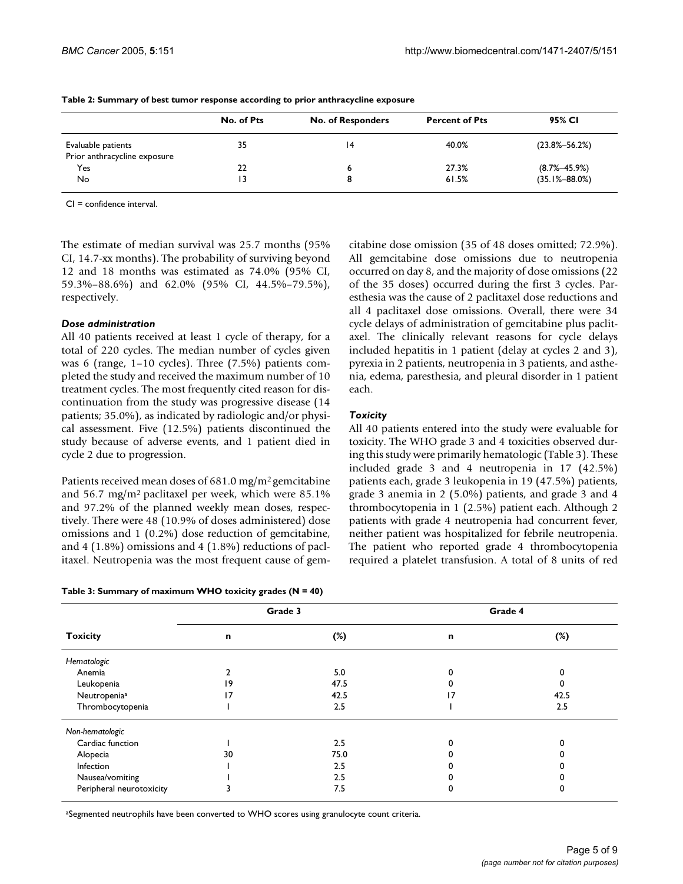**Table 2: Summary of best tumor response according to prior anthracycline exposure**

| | No. of Pts | No. of Responders | Percent of Pts | 95% CI |
|---|---|---|---|---|
| Evaluable patients | 35 | 14 | 40.0% | (23.8%–56.2%) |
| Prior anthracycline exposure | | | | |
| Yes | 22 | 6 | 27.3% | (8.7%–45.9%) |
| No | 13 | 8 | 61.5% | (35.1%–88.0%) |

CI = confidence interval.

The estimate of median survival was 25.7 months (95% CI, 14.7-xx months). The probability of surviving beyond 12 and 18 months was estimated as 74.0% (95% CI, 59.3%–88.6%) and 62.0% (95% CI, 44.5%–79.5%), respectively.

### *Dose administration*

All 40 patients received at least 1 cycle of therapy, for a total of 220 cycles. The median number of cycles given was 6 (range, 1–10 cycles). Three (7.5%) patients completed the study and received the maximum number of 10 treatment cycles. The most frequently cited reason for discontinuation from the study was progressive disease (14 patients; 35.0%), as indicated by radiologic and/or physical assessment. Five (12.5%) patients discontinued the study because of adverse events, and 1 patient died in cycle 2 due to progression.

Patients received mean doses of 681.0 mg/m$^2$ gemcitabine and 56.7 mg/m$^2$ paclitaxel per week, which were 85.1% and 97.2% of the planned weekly mean doses, respectively. There were 48 (10.9% of doses administered) dose omissions and 1 (0.2%) dose reduction of gemcitabine, and 4 (1.8%) omissions and 4 (1.8%) reductions of paclitaxel. Neutropenia was the most frequent cause of gemcitabine dose omission (35 of 48 doses omitted; 72.9%). All gemcitabine dose omissions due to neutropenia occurred on day 8, and the majority of dose omissions (22 of the 35 doses) occurred during the first 3 cycles. Paresthesia was the cause of 2 paclitaxel dose reductions and all 4 paclitaxel dose omissions. Overall, there were 34 cycle delays of administration of gemcitabine plus paclitaxel. The clinically relevant reasons for cycle delays included hepatitis in 1 patient (delay at cycles 2 and 3), pyrexia in 2 patients, neutropenia in 3 patients, and asthenia, edema, paresthesia, and pleural disorder in 1 patient each.

### *Toxicity*

All 40 patients entered into the study were evaluable for toxicity. The WHO grade 3 and 4 toxicities observed during this study were primarily hematologic (Table 3). These included grade 3 and 4 neutropenia in 17 (42.5%) patients each, grade 3 leukopenia in 19 (47.5%) patients, grade 3 anemia in 2 (5.0%) patients, and grade 3 and 4 thrombocytopenia in 1 (2.5%) patient each. Although 2 patients with grade 4 neutropenia had concurrent fever, neither patient was hospitalized for febrile neutropenia. The patient who reported grade 4 thrombocytopenia required a platelet transfusion. A total of 8 units of red

**Table 3: Summary of maximum WHO toxicity grades (N = 40)**

| Toxicity | Grade 3 | | Grade 4 | |
|---|---|---|---|---|
| | n | (%) | n | (%) |
| *Hematologic* | | | | |
| Anemia | 2 | 5.0 | 0 | 0 |
| Leukopenia | 19 | 47.5 | 0 | 0 |
| Neutropenia[a] | 17 | 42.5 | 17 | 42.5 |
| Thrombocytopenia | 1 | 2.5 | 1 | 2.5 |
| *Non-hematologic* | | | | |
| Cardiac function | 1 | 2.5 | 0 | 0 |
| Alopecia | 30 | 75.0 | 0 | 0 |
| Infection | 1 | 2.5 | 0 | 0 |
| Nausea/vomiting | 1 | 2.5 | 0 | 0 |
| Peripheral neurotoxicity | 3 | 7.5 | 0 | 0 |

[a]Segmented neutrophils have been converted to WHO scores using granulocyte count criteria.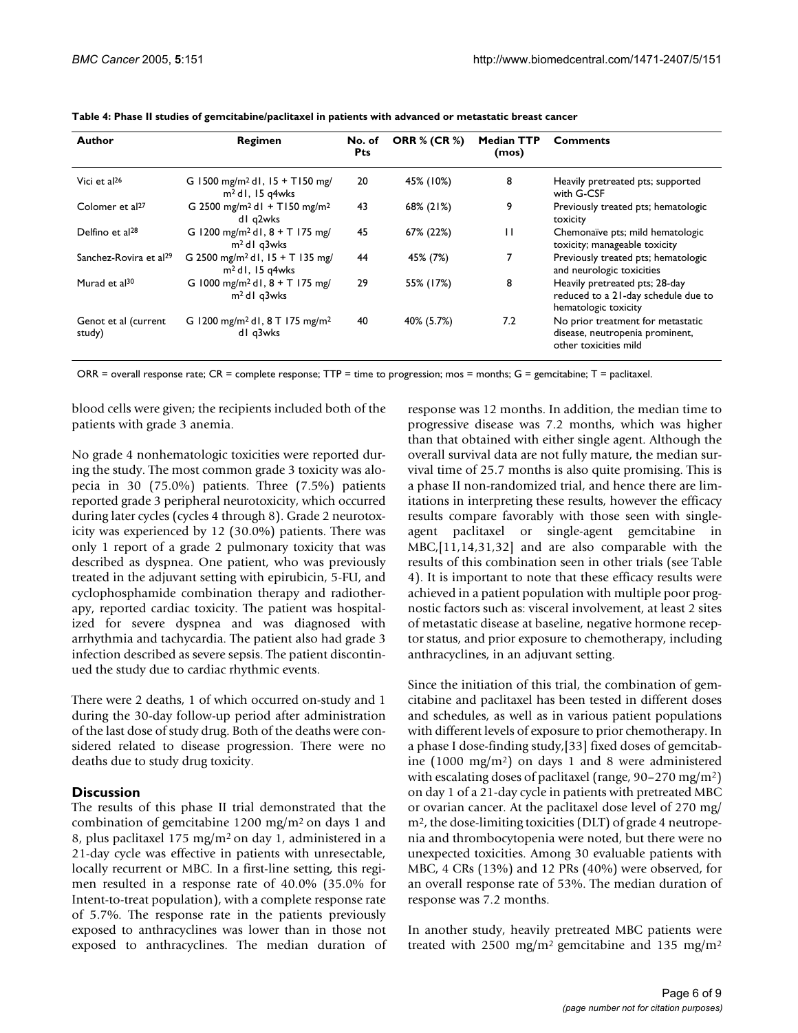**Table 4: Phase II studies of gemcitabine/paclitaxel in patients with advanced or metastatic breast cancer**

| Author | Regimen | No. of Pts | ORR % (CR %) | Median TTP (mos) | Comments |
|---|---|---|---|---|---|
| Vici et al[26] | G 1500 mg/m$^2$ d1, 15 + T150 mg/m$^2$ d1, 15 q4wks | 20 | 45% (10%) | 8 | Heavily pretreated pts; supported with G-CSF |
| Colomer et al[27] | G 2500 mg/m$^2$ d1 + T150 mg/m$^2$ d1 q2wks | 43 | 68% (21%) | 9 | Previously treated pts; hematologic toxicity |
| Delfino et al[28] | G 1200 mg/m$^2$ d1, 8 + T 175 mg/m$^2$ d1 q3wks | 45 | 67% (22%) | 11 | Chemonaïve pts; mild hematologic toxicity; manageable toxicity |
| Sanchez-Rovira et al[29] | G 2500 mg/m$^2$ d1, 15 + T 135 mg/m$^2$ d1, 15 q4wks | 44 | 45% (7%) | 7 | Previously treated pts; hematologic and neurologic toxicities |
| Murad et al[30] | G 1000 mg/m$^2$ d1, 8 + T 175 mg/m$^2$ d1 q3wks | 29 | 55% (17%) | 8 | Heavily pretreated pts; 28-day reduced to a 21-day schedule due to hematologic toxicity |
| Genot et al (current study) | G 1200 mg/m$^2$ d1, 8 T 175 mg/m$^2$ d1 q3wks | 40 | 40% (5.7%) | 7.2 | No prior treatment for metastatic disease, neutropenia prominent, other toxicities mild |

ORR = overall response rate; CR = complete response; TTP = time to progression; mos = months; G = gemcitabine; T = paclitaxel.

blood cells were given; the recipients included both of the patients with grade 3 anemia.

No grade 4 nonhematologic toxicities were reported during the study. The most common grade 3 toxicity was alopecia in 30 (75.0%) patients. Three (7.5%) patients reported grade 3 peripheral neurotoxicity, which occurred during later cycles (cycles 4 through 8). Grade 2 neurotoxicity was experienced by 12 (30.0%) patients. There was only 1 report of a grade 2 pulmonary toxicity that was described as dyspnea. One patient, who was previously treated in the adjuvant setting with epirubicin, 5-FU, and cyclophosphamide combination therapy and radiotherapy, reported cardiac toxicity. The patient was hospitalized for severe dyspnea and was diagnosed with arrhythmia and tachycardia. The patient also had grade 3 infection described as severe sepsis. The patient discontinued the study due to cardiac rhythmic events.

There were 2 deaths, 1 of which occurred on-study and 1 during the 30-day follow-up period after administration of the last dose of study drug. Both of the deaths were considered related to disease progression. There were no deaths due to study drug toxicity.

## Discussion

The results of this phase II trial demonstrated that the combination of gemcitabine 1200 mg/m$^2$ on days 1 and 8, plus paclitaxel 175 mg/m$^2$ on day 1, administered in a 21-day cycle was effective in patients with unresectable, locally recurrent or MBC. In a first-line setting, this regimen resulted in a response rate of 40.0% (35.0% for Intent-to-treat population), with a complete response rate of 5.7%. The response rate in the patients previously exposed to anthracyclines was lower than in those not exposed to anthracyclines. The median duration of response was 12 months. In addition, the median time to progressive disease was 7.2 months, which was higher than that obtained with either single agent. Although the overall survival data are not fully mature, the median survival time of 25.7 months is also quite promising. This is a phase II non-randomized trial, and hence there are limitations in interpreting these results, however the efficacy results compare favorably with those seen with single-agent paclitaxel or single-agent gemcitabine in MBC,[11,14,31,32] and are also comparable with the results of this combination seen in other trials (see Table 4). It is important to note that these efficacy results were achieved in a patient population with multiple poor prognostic factors such as: visceral involvement, at least 2 sites of metastatic disease at baseline, negative hormone receptor status, and prior exposure to chemotherapy, including anthracyclines, in an adjuvant setting.

Since the initiation of this trial, the combination of gemcitabine and paclitaxel has been tested in different doses and schedules, as well as in various patient populations with different levels of exposure to prior chemotherapy. In a phase I dose-finding study,[33] fixed doses of gemcitabine (1000 mg/m$^2$) on days 1 and 8 were administered with escalating doses of paclitaxel (range, 90–270 mg/m$^2$) on day 1 of a 21-day cycle in patients with pretreated MBC or ovarian cancer. At the paclitaxel dose level of 270 mg/m$^2$, the dose-limiting toxicities (DLT) of grade 4 neutropenia and thrombocytopenia were noted, but there were no unexpected toxicities. Among 30 evaluable patients with MBC, 4 CRs (13%) and 12 PRs (40%) were observed, for an overall response rate of 53%. The median duration of response was 7.2 months.

In another study, heavily pretreated MBC patients were treated with 2500 mg/m$^2$ gemcitabine and 135 mg/m$^2$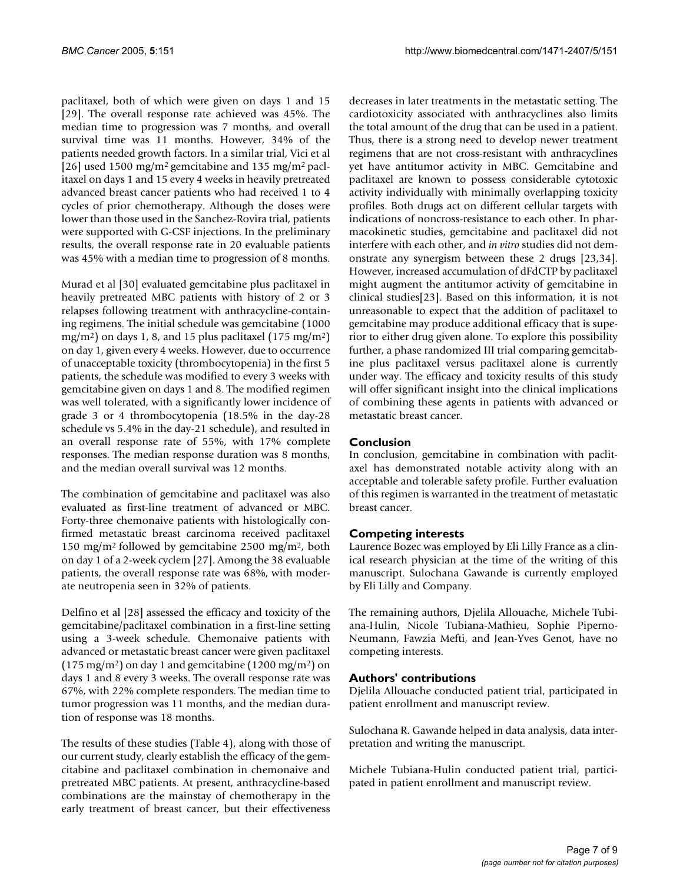paclitaxel, both of which were given on days 1 and 15 [29]. The overall response rate achieved was 45%. The median time to progression was 7 months, and overall survival time was 11 months. However, 34% of the patients needed growth factors. In a similar trial, Vici et al [26] used 1500 mg/m² gemcitabine and 135 mg/m² paclitaxel on days 1 and 15 every 4 weeks in heavily pretreated advanced breast cancer patients who had received 1 to 4 cycles of prior chemotherapy. Although the doses were lower than those used in the Sanchez-Rovira trial, patients were supported with G-CSF injections. In the preliminary results, the overall response rate in 20 evaluable patients was 45% with a median time to progression of 8 months.

Murad et al [30] evaluated gemcitabine plus paclitaxel in heavily pretreated MBC patients with history of 2 or 3 relapses following treatment with anthracycline-containing regimens. The initial schedule was gemcitabine (1000 mg/m²) on days 1, 8, and 15 plus paclitaxel (175 mg/m²) on day 1, given every 4 weeks. However, due to occurrence of unacceptable toxicity (thrombocytopenia) in the first 5 patients, the schedule was modified to every 3 weeks with gemcitabine given on days 1 and 8. The modified regimen was well tolerated, with a significantly lower incidence of grade 3 or 4 thrombocytopenia (18.5% in the day-28 schedule vs 5.4% in the day-21 schedule), and resulted in an overall response rate of 55%, with 17% complete responses. The median response duration was 8 months, and the median overall survival was 12 months.

The combination of gemcitabine and paclitaxel was also evaluated as first-line treatment of advanced or MBC. Forty-three chemonaive patients with histologically confirmed metastatic breast carcinoma received paclitaxel 150 mg/m² followed by gemcitabine 2500 mg/m², both on day 1 of a 2-week cyclem [27]. Among the 38 evaluable patients, the overall response rate was 68%, with moderate neutropenia seen in 32% of patients.

Delfino et al [28] assessed the efficacy and toxicity of the gemcitabine/paclitaxel combination in a first-line setting using a 3-week schedule. Chemonaive patients with advanced or metastatic breast cancer were given paclitaxel (175 mg/m²) on day 1 and gemcitabine (1200 mg/m²) on days 1 and 8 every 3 weeks. The overall response rate was 67%, with 22% complete responders. The median time to tumor progression was 11 months, and the median duration of response was 18 months.

The results of these studies (Table 4), along with those of our current study, clearly establish the efficacy of the gemcitabine and paclitaxel combination in chemonaive and pretreated MBC patients. At present, anthracycline-based combinations are the mainstay of chemotherapy in the early treatment of breast cancer, but their effectiveness decreases in later treatments in the metastatic setting. The cardiotoxicity associated with anthracyclines also limits the total amount of the drug that can be used in a patient. Thus, there is a strong need to develop newer treatment regimens that are not cross-resistant with anthracyclines yet have antitumor activity in MBC. Gemcitabine and paclitaxel are known to possess considerable cytotoxic activity individually with minimally overlapping toxicity profiles. Both drugs act on different cellular targets with indications of noncross-resistance to each other. In pharmacokinetic studies, gemcitabine and paclitaxel did not interfere with each other, and *in vitro* studies did not demonstrate any synergism between these 2 drugs [23,34]. However, increased accumulation of dFdCTP by paclitaxel might augment the antitumor activity of gemcitabine in clinical studies[23]. Based on this information, it is not unreasonable to expect that the addition of paclitaxel to gemcitabine may produce additional efficacy that is superior to either drug given alone. To explore this possibility further, a phase randomized III trial comparing gemcitabine plus paclitaxel versus paclitaxel alone is currently under way. The efficacy and toxicity results of this study will offer significant insight into the clinical implications of combining these agents in patients with advanced or metastatic breast cancer.

## Conclusion

In conclusion, gemcitabine in combination with paclitaxel has demonstrated notable activity along with an acceptable and tolerable safety profile. Further evaluation of this regimen is warranted in the treatment of metastatic breast cancer.

## Competing interests

Laurence Bozec was employed by Eli Lilly France as a clinical research physician at the time of the writing of this manuscript. Sulochana Gawande is currently employed by Eli Lilly and Company.

The remaining authors, Djelila Allouache, Michele Tubiana-Hulin, Nicole Tubiana-Mathieu, Sophie Piperno-Neumann, Fawzia Mefti, and Jean-Yves Genot, have no competing interests.

## Authors' contributions

Djelila Allouache conducted patient trial, participated in patient enrollment and manuscript review.

Sulochana R. Gawande helped in data analysis, data interpretation and writing the manuscript.

Michele Tubiana-Hulin conducted patient trial, participated in patient enrollment and manuscript review.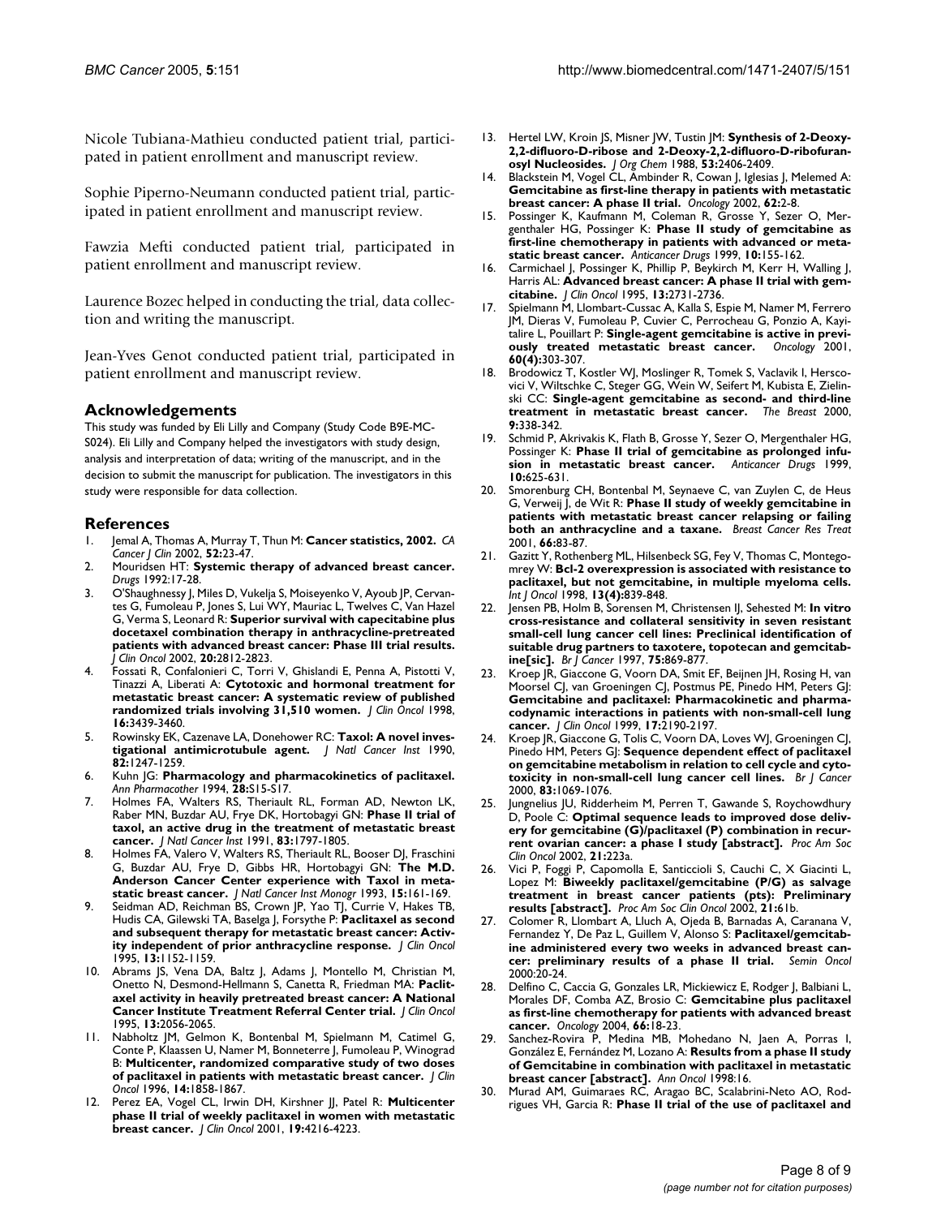Nicole Tubiana-Mathieu conducted patient trial, participated in patient enrollment and manuscript review.

Sophie Piperno-Neumann conducted patient trial, participated in patient enrollment and manuscript review.

Fawzia Mefti conducted patient trial, participated in patient enrollment and manuscript review.

Laurence Bozec helped in conducting the trial, data collection and writing the manuscript.

Jean-Yves Genot conducted patient trial, participated in patient enrollment and manuscript review.

## Acknowledgements

This study was funded by Eli Lilly and Company (Study Code B9E-MC-S024). Eli Lilly and Company helped the investigators with study design, analysis and interpretation of data; writing of the manuscript, and in the decision to submit the manuscript for publication. The investigators in this study were responsible for data collection.

## References

1. Jemal A, Thomas A, Murray T, Thun M: **Cancer statistics, 2002.** *CA Cancer J Clin* 2002, **52:**23-47.
2. Mouridsen HT: **Systemic therapy of advanced breast cancer.** *Drugs* 1992:17-28.
3. O'Shaughnessy J, Miles D, Vukelja S, Moiseyenko V, Ayoub JP, Cervantes G, Fumoleau P, Jones S, Lui WY, Mauriac L, Twelves C, Van Hazel G, Verma S, Leonard R: **Superior survival with capecitabine plus docetaxel combination therapy in anthracycline-pretreated patients with advanced breast cancer: Phase III trial results.** *J Clin Oncol* 2002, **20:**2812-2823.
4. Fossati R, Confalonieri C, Torri V, Ghislandi E, Penna A, Pistotti V, Tinazzi A, Liberati A: **Cytotoxic and hormonal treatment for metastatic breast cancer: A systematic review of published randomized trials involving 31,510 women.** *J Clin Oncol* 1998, **16:**3439-3460.
5. Rowinsky EK, Cazenave LA, Donehower RC: **Taxol: A novel investigational antimicrotubule agent.** *J Natl Cancer Inst* 1990, **82:**1247-1259.
6. Kuhn JG: **Pharmacology and pharmacokinetics of paclitaxel.** *Ann Pharmacother* 1994, **28:**S15-S17.
7. Holmes FA, Walters RS, Theriault RL, Forman AD, Newton LK, Raber MN, Buzdar AU, Frye DK, Hortobagyi GN: **Phase II trial of taxol, an active drug in the treatment of metastatic breast cancer.** *J Natl Cancer Inst* 1991, **83:**1797-1805.
8. Holmes FA, Valero V, Walters RS, Theriault RL, Booser DJ, Fraschini G, Buzdar AU, Frye DK, Gibbs HR, Hortobagyi GN: **The M.D. Anderson Cancer Center experience with Taxol in metastatic breast cancer.** *J Natl Cancer Inst Monogr* 1993, **15:**161-169.
9. Seidman AD, Reichman BS, Crown JP, Yao TJ, Currie V, Hakes TB, Hudis CA, Gilewski TA, Baselga J, Forsythe P: **Paclitaxel as second and subsequent therapy for metastatic breast cancer: Activity independent of prior anthracycline response.** *J Clin Oncol* 1995, **13:**1152-1159.
10. Abrams JS, Vena DA, Baltz J, Adams J, Montello M, Christian M, Onetto N, Desmond-Hellmann S, Canetta R, Friedman MA: **Paclitaxel activity in heavily pretreated breast cancer: A National Cancer Institute Treatment Referral Center trial.** *J Clin Oncol* 1995, **13:**2056-2065.
11. Nabholtz JM, Gelmon K, Bontenbal M, Spielmann M, Catimel G, Conte P, Klaassen U, Namer M, Bonneterre J, Fumoleau P, Winograd B: **Multicenter, randomized comparative study of two doses of paclitaxel in patients with metastatic breast cancer.** *J Clin Oncol* 1996, **14:**1858-1867.
12. Perez EA, Vogel CL, Irwin DH, Kirshner JJ, Patel R: **Multicenter phase II trial of weekly paclitaxel in women with metastatic breast cancer.** *J Clin Oncol* 2001, **19:**4216-4223.
13. Hertel LW, Kroin JS, Misner JW, Tustin JM: **Synthesis of 2-Deoxy-2,2-difluoro-D-ribose and 2-Deoxy-2,2-difluoro-D-ribofuranosyl Nucleosides.** *J Org Chem* 1988, **53:**2406-2409.
14. Blackstein M, Vogel CL, Ambinder R, Cowan J, Iglesias J, Melemed A: **Gemcitabine as first-line therapy in patients with metastatic breast cancer: A phase II trial.** *Oncology* 2002, **62:**2-8.
15. Possinger K, Kaufmann M, Coleman R, Grosse Y, Sezer O, Mergenthaler HG, Possinger K: **Phase II study of gemcitabine as first-line chemotherapy in patients with advanced or metastatic breast cancer.** *Anticancer Drugs* 1999, **10:**155-162.
16. Carmichael J, Possinger K, Phillip P, Beykirch M, Kerr H, Walling J, Harris AL: **Advanced breast cancer: A phase II trial with gemcitabine.** *J Clin Oncol* 1995, **13:**2731-2736.
17. Spielmann M, Llombart-Cussac A, Kalla S, Espie M, Namer M, Ferrero JM, Dieras V, Fumoleau P, Cuvier C, Perrocheau G, Ponzio A, Kayitalire L, Pouillart P: **Single-agent gemcitabine is active in previously treated metastatic breast cancer.** *Oncology* 2001, **60(4):**303-307.
18. Brodowicz T, Kostler WJ, Moslinger R, Tomek S, Vaclavik I, Herscovici V, Wiltschke C, Steger GG, Wein W, Seifert M, Kubista E, Zielinski CC: **Single-agent gemcitabine as second- and third-line treatment in metastatic breast cancer.** *The Breast* 2000, **9:**338-342.
19. Schmid P, Akrivakis K, Flath B, Grosse Y, Sezer O, Mergenthaler HG, Possinger K: **Phase II trial of gemcitabine as prolonged infusion in metastatic breast cancer.** *Anticancer Drugs* 1999, **10:**625-631.
20. Smorenburg CH, Bontenbal M, Seynaeve C, van Zuylen C, de Heus G, Verweij J, de Wit R: **Phase II study of weekly gemcitabine in patients with metastatic breast cancer relapsing or failing both an anthracycline and a taxane.** *Breast Cancer Res Treat* 2001, **66:**83-87.
21. Gazitt Y, Rothenberg ML, Hilsenbeck SG, Fey V, Thomas C, Montegomrey W: **Bcl-2 overexpression is associated with resistance to paclitaxel, but not gemcitabine, in multiple myeloma cells.** *Int J Oncol* 1998, **13(4):**839-848.
22. Jensen PB, Holm B, Sorensen M, Christensen IJ, Sehested M: **In vitro cross-resistance and collateral sensitivity in seven resistant small-cell lung cancer cell lines: Preclinical identification of suitable drug partners to taxotere, topotecan and gemcitabine[sic].** *Br J Cancer* 1997, **75:**869-877.
23. Kroep JR, Giaccone G, Voorn DA, Smit EF, Beijnen JH, Rosing H, van Moorsel CJ, van Groeningen CJ, Postmus PE, Pinedo HM, Peters GJ: **Gemcitabine and paclitaxel: Pharmacokinetic and pharmacodynamic interactions in patients with non-small-cell lung cancer.** *J Clin Oncol* 1999, **17:**2190-2197.
24. Kroep JR, Giaccone G, Tolis C, Voorn DA, Loves WJ, Groeningen CJ, Pinedo HM, Peters GJ: **Sequence dependent effect of paclitaxel on gemcitabine metabolism in relation to cell cycle and cytotoxicity in non-small-cell lung cancer cell lines.** *Br J Cancer* 2000, **83:**1069-1076.
25. Jungnelius JU, Ridderheim M, Perrem T, Gawande S, Roychowdhury D, Poole C: **Optimal sequence leads to improved dose delivery for gemcitabine (G)/paclitaxel (P) combination in recurrent ovarian cancer: a phase I study [abstract].** *Proc Am Soc Clin Oncol* 2002, **21:**223a.
26. Vici P, Foggi P, Capomolla E, Santiccioli S, Cauchi C, X Giacinti L, Lopez M: **Biweekly paclitaxel/gemcitabine (P/G) as salvage treatment in breast cancer patients (pts): Preliminary results [abstract].** *Proc Am Soc Clin Oncol* 2002, **21:**61b.
27. Colomer R, Llombart A, Lluch A, Ojeda B, Barnadas A, Caranana V, Fernandez Y, De Paz L, Guillem V, Alonso S: **Paclitaxel/gemcitabine administered every two weeks in advanced breast cancer: preliminary results of a phase II trial.** *Semin Oncol* 2000:20-24.
28. Delfino C, Caccia G, Gonzales LR, Mickiewicz E, Rodger J, Balbiani L, Morales DF, Comba AZ, Brosio C: **Gemcitabine plus paclitaxel as first-line chemotherapy for patients with advanced breast cancer.** *Oncology* 2004, **66:**18-23.
29. Sanchez-Rovira P, Medina MB, Mohedano N, Jaen A, Porras I, González E, Fernández M, Lozano A: **Results from a phase II study of Gemcitabine in combination with paclitaxel in metastatic breast cancer [abstract].** *Ann Oncol* 1998:16.
30. Murad AM, Guimaraes RC, Aragao BC, Scalabrini-Neto AO, Rodrigues VH, Garcia R: **Phase II trial of the use of paclitaxel and**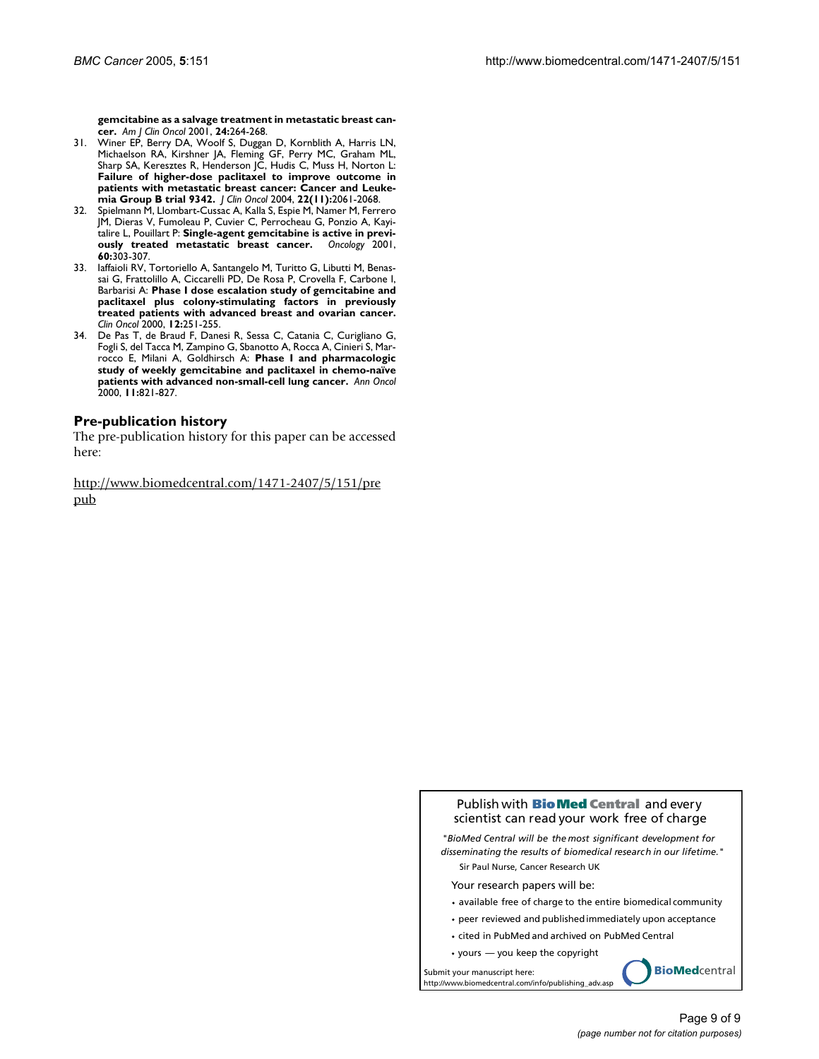**gemcitabine as a salvage treatment in metastatic breast cancer.** *Am J Clin Oncol* 2001, **24:**264-268.

31. Winer EP, Berry DA, Woolf S, Duggan D, Kornblith A, Harris LN, Michaelson RA, Kirshner JA, Fleming GF, Perry MC, Graham ML, Sharp SA, Keresztes R, Henderson JC, Hudis C, Muss H, Norton L: **Failure of higher-dose paclitaxel to improve outcome in patients with metastatic breast cancer: Cancer and Leukemia Group B trial 9342.** *J Clin Oncol* 2004, **22(11):**2061-2068.
32. Spielmann M, Llombart-Cussac A, Kalla S, Espie M, Namer M, Ferrero JM, Dieras V, Fumoleau P, Cuvier C, Perrocheau G, Ponzio A, Kayitalire L, Pouillart P: **Single-agent gemcitabine is active in previously treated metastatic breast cancer.** *Oncology* 2001, **60:**303-307.
33. Iaffaioli RV, Tortoriello A, Santangelo M, Turitto G, Libutti M, Benassai G, Frattolillo A, Ciccarelli PD, De Rosa P, Crovella F, Carbone I, Barbarisi A: **Phase I dose escalation study of gemcitabine and paclitaxel plus colony-stimulating factors in previously treated patients with advanced breast and ovarian cancer.** *Clin Oncol* 2000, **12:**251-255.
34. De Pas T, de Braud F, Danesi R, Sessa C, Catania C, Curigliano G, Fogli S, del Tacca M, Zampino G, Sbanotto A, Rocca A, Cinieri S, Marrocco E, Milani A, Goldhirsch A: **Phase I and pharmacologic study of weekly gemcitabine and paclitaxel in chemo-naïve patients with advanced non-small-cell lung cancer.** *Ann Oncol* 2000, **11:**821-827.

## Pre-publication history

The pre-publication history for this paper can be accessed here:

http://www.biomedcentral.com/1471-2407/5/151/prepub

Publish with **BioMed Central** and every scientist can read your work free of charge

*"BioMed Central will be the most significant development for disseminating the results of biomedical research in our lifetime."*

Sir Paul Nurse, Cancer Research UK

Your research papers will be:

- available free of charge to the entire biomedical community
- peer reviewed and published immediately upon acceptance
- cited in PubMed and archived on PubMed Central
- yours — you keep the copyright

Submit your manuscript here:
http://www.biomedcentral.com/info/publishing_adv.asp

**BioMed**central